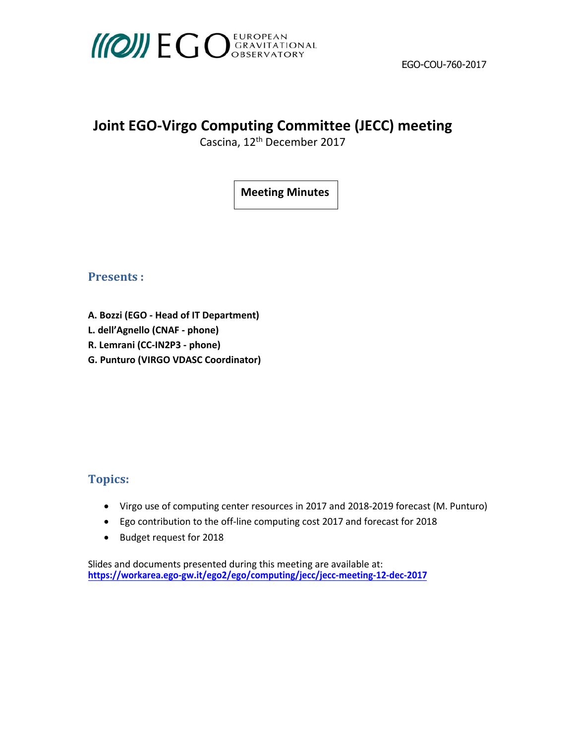EGO EUROPEAN GRAVITATIONAL OBSERVATORY

EGO-COU-760-2017

# Joint EGO-Virgo Computing Committee (JECC) meeting

Cascina, 12th December 2017

**Meeting Minutes**

## Presents :

**A. Bozzi (EGO - Head of IT Department)**
**L. dell'Agnello (CNAF - phone)**
**R. Lemrani (CC-IN2P3 - phone)**
**G. Punturo (VIRGO VDASC Coordinator)**

## Topics:

- Virgo use of computing center resources in 2017 and 2018-2019 forecast (M. Punturo)
- Ego contribution to the off-line computing cost 2017 and forecast for 2018
- Budget request for 2018

Slides and documents presented during this meeting are available at:
**https://workarea.ego-gw.it/ego2/ego/computing/jecc/jecc-meeting-12-dec-2017**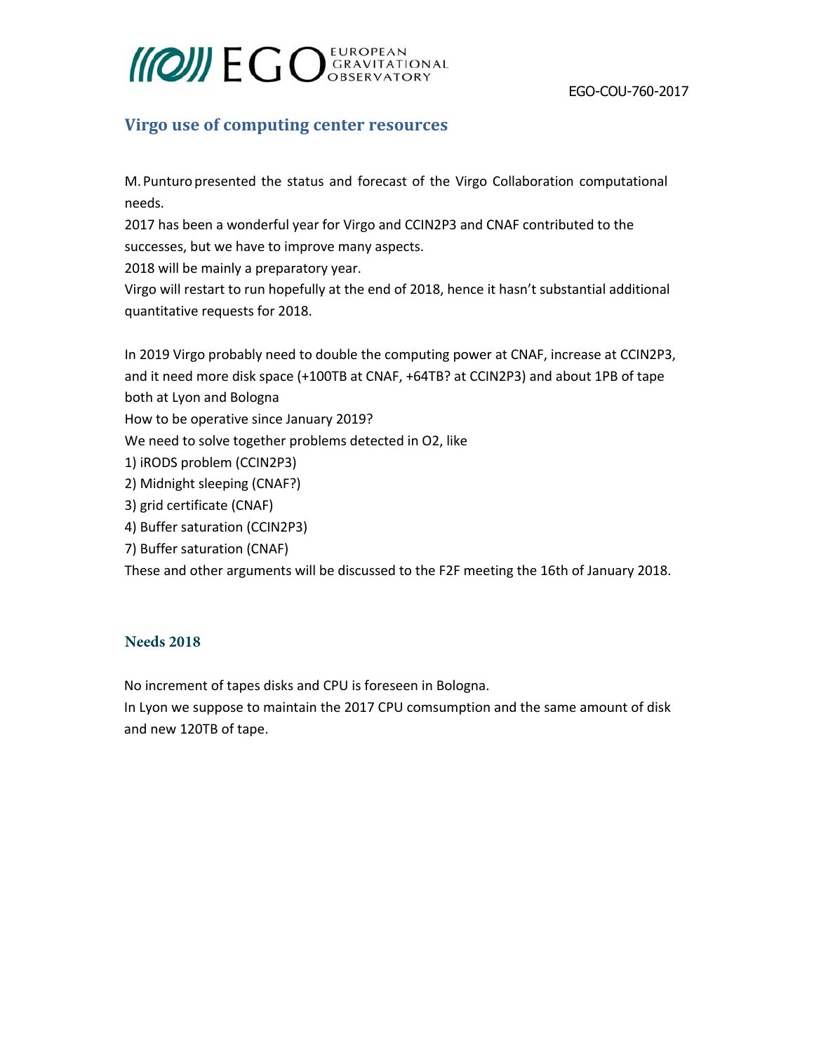## Virgo use of computing center resources

M. Punturo presented the status and forecast of the Virgo Collaboration computational needs.

2017 has been a wonderful year for Virgo and CCIN2P3 and CNAF contributed to the successes, but we have to improve many aspects.

2018 will be mainly a preparatory year.

Virgo will restart to run hopefully at the end of 2018, hence it hasn't substantial additional quantitative requests for 2018.

In 2019 Virgo probably need to double the computing power at CNAF, increase at CCIN2P3, and it need more disk space (+100TB at CNAF, +64TB? at CCIN2P3) and about 1PB of tape both at Lyon and Bologna

How to be operative since January 2019?

We need to solve together problems detected in O2, like

1) iRODS problem (CCIN2P3)
2) Midnight sleeping (CNAF?)
3) grid certificate (CNAF)
4) Buffer saturation (CCIN2P3)
7) Buffer saturation (CNAF)

These and other arguments will be discussed to the F2F meeting the 16th of January 2018.

### Needs 2018

No increment of tapes disks and CPU is foreseen in Bologna.

In Lyon we suppose to maintain the 2017 CPU comsumption and the same amount of disk and new 120TB of tape.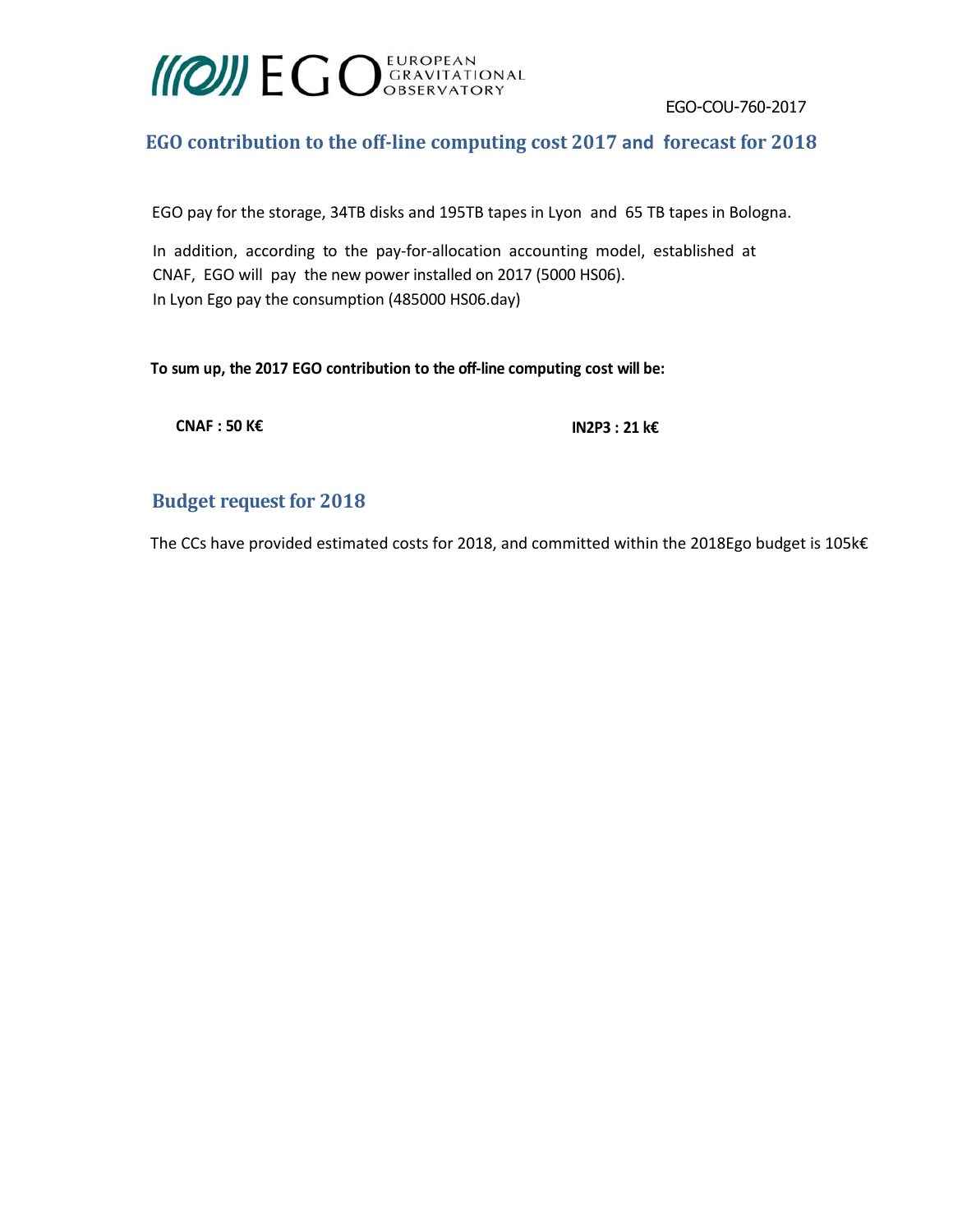EGO-COU-760-2017

## EGO contribution to the off-line computing cost 2017 and forecast for 2018

EGO pay for the storage, 34TB disks and 195TB tapes in Lyon and 65 TB tapes in Bologna.

In addition, according to the pay-for-allocation accounting model, established at CNAF, EGO will pay the new power installed on 2017 (5000 HS06).
In Lyon Ego pay the consumption (485000 HS06.day)

**To sum up, the 2017 EGO contribution to the off-line computing cost will be:**

**CNAF : 50 K€**

**IN2P3 : 21 k€**

## Budget request for 2018

The CCs have provided estimated costs for 2018, and committed within the 2018Ego budget is 105k€